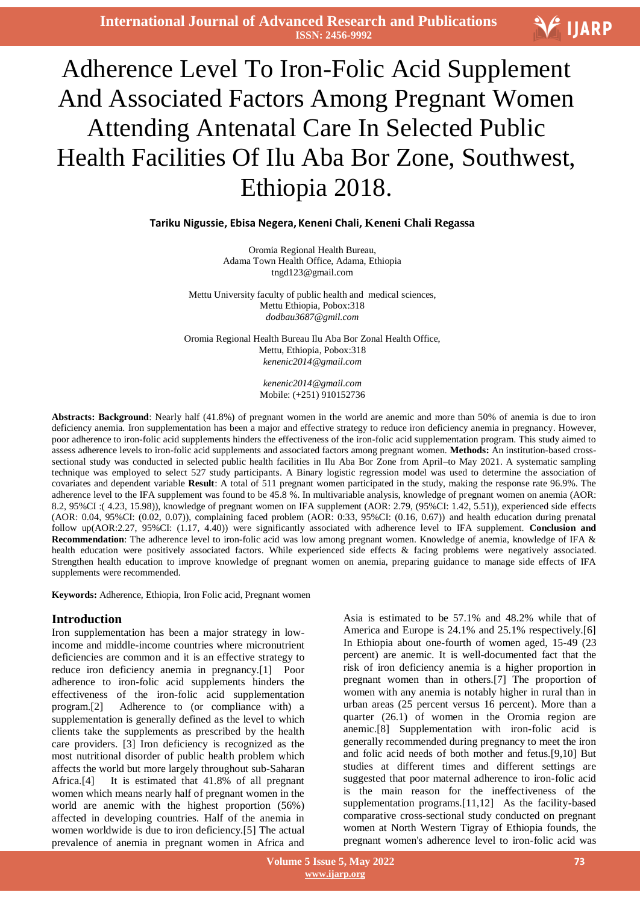# Adherence Level To Iron-Folic Acid Supplement And Associated Factors Among Pregnant Women Attending Antenatal Care In Selected Public Health Facilities Of Ilu Aba Bor Zone, Southwest, Ethiopia 2018.

**Tariku Nigussie, Ebisa Negera, Keneni Chali, Keneni Chali Regassa**

Oromia Regional Health Bureau,
Adama Town Health Office, Adama, Ethiopia
tngd123@gmail.com

Mettu University faculty of public health and medical sciences,
Mettu Ethiopia, Pobox:318
*dodbau3687@gmil.com*

Oromia Regional Health Bureau Ilu Aba Bor Zonal Health Office,
Mettu, Ethiopia, Pobox:318
*kenenic2014@gmail.com*

*kenenic2014@gmail.com*
Mobile: (+251) 910152736

**Abstracts: Background**: Nearly half (41.8%) of pregnant women in the world are anemic and more than 50% of anemia is due to iron deficiency anemia. Iron supplementation has been a major and effective strategy to reduce iron deficiency anemia in pregnancy. However, poor adherence to iron-folic acid supplements hinders the effectiveness of the iron-folic acid supplementation program. This study aimed to assess adherence levels to iron-folic acid supplements and associated factors among pregnant women. **Methods:** An institution-based cross-sectional study was conducted in selected public health facilities in Ilu Aba Bor Zone from April–to May 2021. A systematic sampling technique was employed to select 527 study participants. A Binary logistic regression model was used to determine the association of covariates and dependent variable **Result**: A total of 511 pregnant women participated in the study, making the response rate 96.9%. The adherence level to the IFA supplement was found to be 45.8 %. In multivariable analysis, knowledge of pregnant women on anemia (AOR: 8.2, 95%CI :( 4.23, 15.98)), knowledge of pregnant women on IFA supplement (AOR: 2.79, (95%CI: 1.42, 5.51)), experienced side effects (AOR: 0.04, 95%CI: (0.02, 0.07)), complaining faced problem (AOR: 0:33, 95%CI: (0.16, 0.67)) and health education during prenatal follow up(AOR:2.27, 95%CI: (1.17, 4.40)) were significantly associated with adherence level to IFA supplement. **Conclusion and Recommendation**: The adherence level to iron-folic acid was low among pregnant women. Knowledge of anemia, knowledge of IFA & health education were positively associated factors. While experienced side effects & facing problems were negatively associated. Strengthen health education to improve knowledge of pregnant women on anemia, preparing guidance to manage side effects of IFA supplements were recommended.

**Keywords:** Adherence, Ethiopia, Iron Folic acid, Pregnant women

## Introduction

Iron supplementation has been a major strategy in low-income and middle-income countries where micronutrient deficiencies are common and it is an effective strategy to reduce iron deficiency anemia in pregnancy.[1] Poor adherence to iron-folic acid supplements hinders the effectiveness of the iron-folic acid supplementation program.[2] Adherence to (or compliance with) a supplementation is generally defined as the level to which clients take the supplements as prescribed by the health care providers. [3] Iron deficiency is recognized as the most nutritional disorder of public health problem which affects the world but more largely throughout sub-Saharan Africa.[4] It is estimated that 41.8% of all pregnant women which means nearly half of pregnant women in the world are anemic with the highest proportion (56%) affected in developing countries. Half of the anemia in women worldwide is due to iron deficiency.[5] The actual prevalence of anemia in pregnant women in Africa and Asia is estimated to be 57.1% and 48.2% while that of America and Europe is 24.1% and 25.1% respectively.[6] In Ethiopia about one-fourth of women aged, 15-49 (23 percent) are anemic. It is well-documented fact that the risk of iron deficiency anemia is a higher proportion in pregnant women than in others.[7] The proportion of women with any anemia is notably higher in rural than in urban areas (25 percent versus 16 percent). More than a quarter (26.1) of women in the Oromia region are anemic.[8] Supplementation with iron-folic acid is generally recommended during pregnancy to meet the iron and folic acid needs of both mother and fetus.[9,10] But studies at different times and different settings are suggested that poor maternal adherence to iron-folic acid is the main reason for the ineffectiveness of the supplementation programs.[11,12] As the facility-based comparative cross-sectional study conducted on pregnant women at North Western Tigray of Ethiopia founds, the pregnant women's adherence level to iron-folic acid was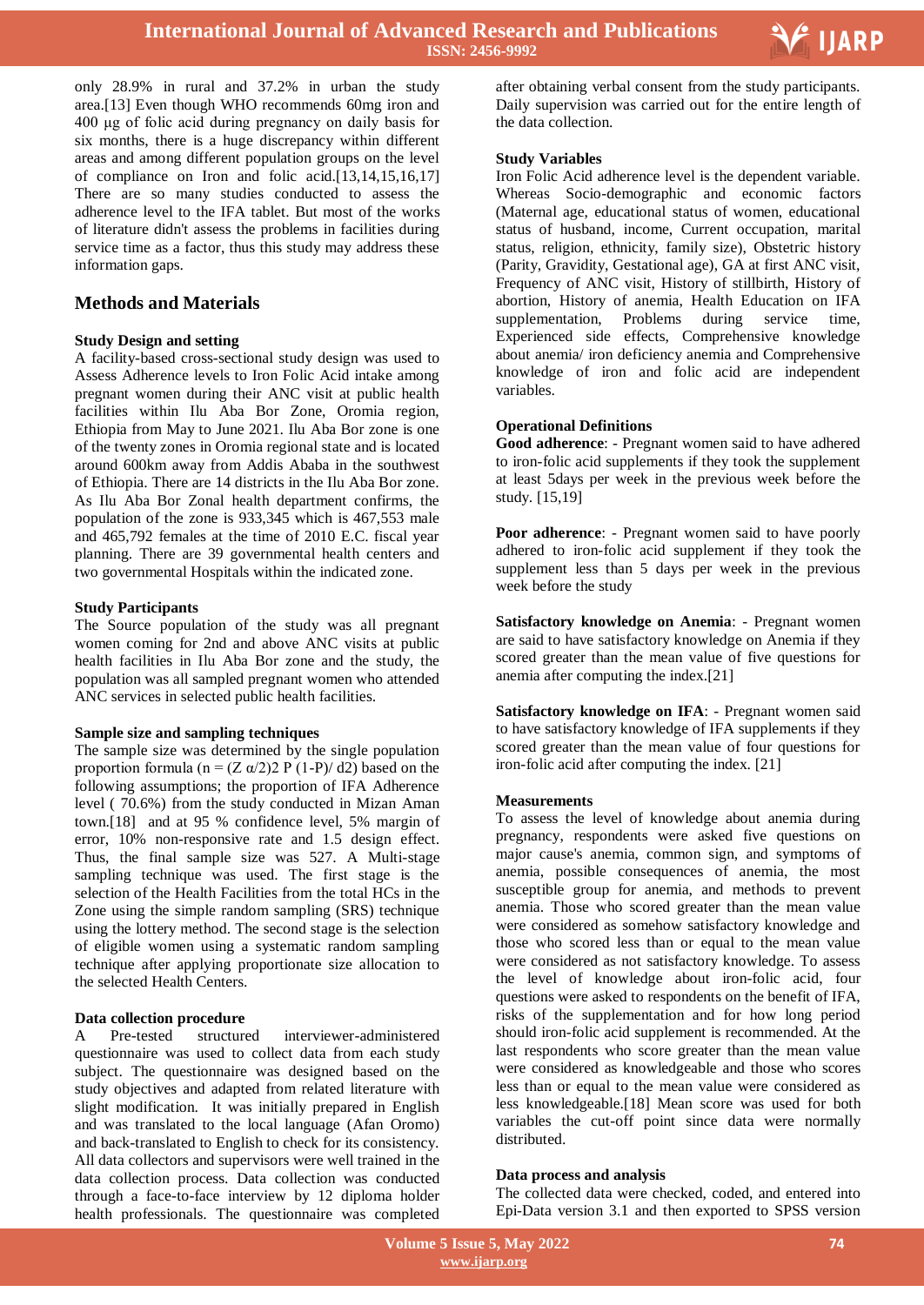only 28.9% in rural and 37.2% in urban the study area.[13] Even though WHO recommends 60mg iron and 400 µg of folic acid during pregnancy on daily basis for six months, there is a huge discrepancy within different areas and among different population groups on the level of compliance on Iron and folic acid.[13,14,15,16,17] There are so many studies conducted to assess the adherence level to the IFA tablet. But most of the works of literature didn't assess the problems in facilities during service time as a factor, thus this study may address these information gaps.

## Methods and Materials

### Study Design and setting

A facility-based cross-sectional study design was used to Assess Adherence levels to Iron Folic Acid intake among pregnant women during their ANC visit at public health facilities within Ilu Aba Bor Zone, Oromia region, Ethiopia from May to June 2021. Ilu Aba Bor zone is one of the twenty zones in Oromia regional state and is located around 600km away from Addis Ababa in the southwest of Ethiopia. There are 14 districts in the Ilu Aba Bor zone. As Ilu Aba Bor Zonal health department confirms, the population of the zone is 933,345 which is 467,553 male and 465,792 females at the time of 2010 E.C. fiscal year planning. There are 39 governmental health centers and two governmental Hospitals within the indicated zone.

### Study Participants

The Source population of the study was all pregnant women coming for 2nd and above ANC visits at public health facilities in Ilu Aba Bor zone and the study, the population was all sampled pregnant women who attended ANC services in selected public health facilities.

### Sample size and sampling techniques

The sample size was determined by the single population proportion formula ($n = (Z\ \alpha/2)2\ P\ (1\text{-}P)/\ d2$) based on the following assumptions; the proportion of IFA Adherence level ( 70.6%) from the study conducted in Mizan Aman town.[18] and at 95 % confidence level, 5% margin of error, 10% non-responsive rate and 1.5 design effect. Thus, the final sample size was 527. A Multi-stage sampling technique was used. The first stage is the selection of the Health Facilities from the total HCs in the Zone using the simple random sampling (SRS) technique using the lottery method. The second stage is the selection of eligible women using a systematic random sampling technique after applying proportionate size allocation to the selected Health Centers.

### Data collection procedure

A Pre-tested structured interviewer-administered questionnaire was used to collect data from each study subject. The questionnaire was designed based on the study objectives and adapted from related literature with slight modification. It was initially prepared in English and was translated to the local language (Afan Oromo) and back-translated to English to check for its consistency. All data collectors and supervisors were well trained in the data collection process. Data collection was conducted through a face-to-face interview by 12 diploma holder health professionals. The questionnaire was completed after obtaining verbal consent from the study participants. Daily supervision was carried out for the entire length of the data collection.

### Study Variables

Iron Folic Acid adherence level is the dependent variable. Whereas Socio-demographic and economic factors (Maternal age, educational status of women, educational status of husband, income, Current occupation, marital status, religion, ethnicity, family size), Obstetric history (Parity, Gravidity, Gestational age), GA at first ANC visit, Frequency of ANC visit, History of stillbirth, History of abortion, History of anemia, Health Education on IFA supplementation, Problems during service time, Experienced side effects, Comprehensive knowledge about anemia/ iron deficiency anemia and Comprehensive knowledge of iron and folic acid are independent variables.

### Operational Definitions

**Good adherence**: - Pregnant women said to have adhered to iron-folic acid supplements if they took the supplement at least 5days per week in the previous week before the study. [15,19]

**Poor adherence**: - Pregnant women said to have poorly adhered to iron-folic acid supplement if they took the supplement less than 5 days per week in the previous week before the study

**Satisfactory knowledge on Anemia**: - Pregnant women are said to have satisfactory knowledge on Anemia if they scored greater than the mean value of five questions for anemia after computing the index.[21]

**Satisfactory knowledge on IFA**: - Pregnant women said to have satisfactory knowledge of IFA supplements if they scored greater than the mean value of four questions for iron-folic acid after computing the index. [21]

### Measurements

To assess the level of knowledge about anemia during pregnancy, respondents were asked five questions on major cause's anemia, common sign, and symptoms of anemia, possible consequences of anemia, the most susceptible group for anemia, and methods to prevent anemia. Those who scored greater than the mean value were considered as somehow satisfactory knowledge and those who scored less than or equal to the mean value were considered as not satisfactory knowledge. To assess the level of knowledge about iron-folic acid, four questions were asked to respondents on the benefit of IFA, risks of the supplementation and for how long period should iron-folic acid supplement is recommended. At the last respondents who score greater than the mean value were considered as knowledgeable and those who scores less than or equal to the mean value were considered as less knowledgeable.[18] Mean score was used for both variables the cut-off point since data were normally distributed.

### Data process and analysis

The collected data were checked, coded, and entered into Epi-Data version 3.1 and then exported to SPSS version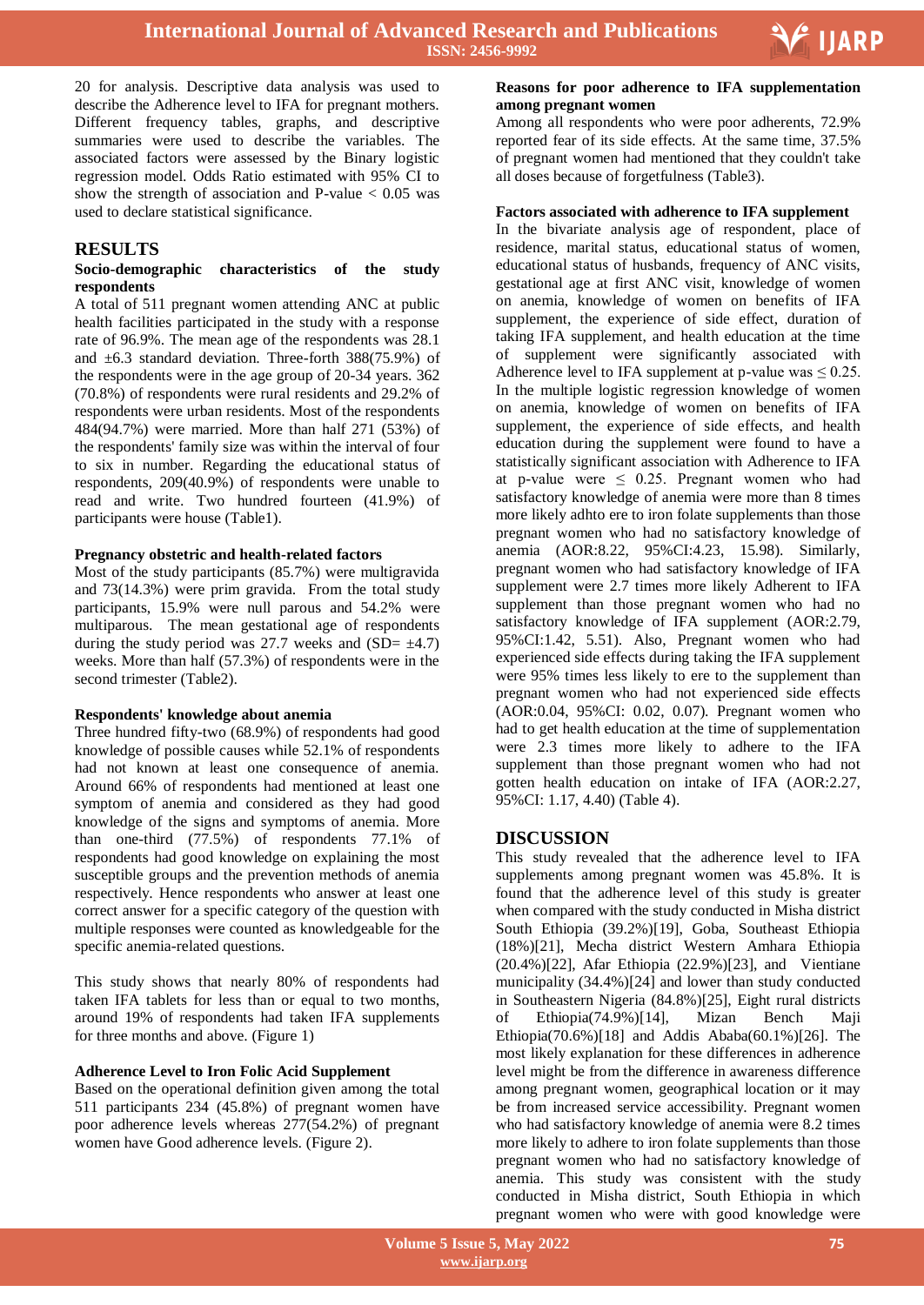20 for analysis. Descriptive data analysis was used to describe the Adherence level to IFA for pregnant mothers. Different frequency tables, graphs, and descriptive summaries were used to describe the variables. The associated factors were assessed by the Binary logistic regression model. Odds Ratio estimated with 95% CI to show the strength of association and P-value < 0.05 was used to declare statistical significance.

## RESULTS

### Socio-demographic characteristics of the study respondents

A total of 511 pregnant women attending ANC at public health facilities participated in the study with a response rate of 96.9%. The mean age of the respondents was 28.1 and ±6.3 standard deviation. Three-forth 388(75.9%) of the respondents were in the age group of 20-34 years. 362 (70.8%) of respondents were rural residents and 29.2% of respondents were urban residents. Most of the respondents 484(94.7%) were married. More than half 271 (53%) of the respondents' family size was within the interval of four to six in number. Regarding the educational status of respondents, 209(40.9%) of respondents were unable to read and write. Two hundred fourteen (41.9%) of participants were house (Table1).

### Pregnancy obstetric and health-related factors

Most of the study participants (85.7%) were multigravida and 73(14.3%) were prim gravida. From the total study participants, 15.9% were null parous and 54.2% were multiparous. The mean gestational age of respondents during the study period was 27.7 weeks and (SD= ±4.7) weeks. More than half (57.3%) of respondents were in the second trimester (Table2).

### Respondents' knowledge about anemia

Three hundred fifty-two (68.9%) of respondents had good knowledge of possible causes while 52.1% of respondents had not known at least one consequence of anemia. Around 66% of respondents had mentioned at least one symptom of anemia and considered as they had good knowledge of the signs and symptoms of anemia. More than one-third (77.5%) of respondents 77.1% of respondents had good knowledge on explaining the most susceptible groups and the prevention methods of anemia respectively. Hence respondents who answer at least one correct answer for a specific category of the question with multiple responses were counted as knowledgeable for the specific anemia-related questions.

This study shows that nearly 80% of respondents had taken IFA tablets for less than or equal to two months, around 19% of respondents had taken IFA supplements for three months and above. (Figure 1)

### Adherence Level to Iron Folic Acid Supplement

Based on the operational definition given among the total 511 participants 234 (45.8%) of pregnant women have poor adherence levels whereas 277(54.2%) of pregnant women have Good adherence levels. (Figure 2).

### Reasons for poor adherence to IFA supplementation among pregnant women

Among all respondents who were poor adherents, 72.9% reported fear of its side effects. At the same time, 37.5% of pregnant women had mentioned that they couldn't take all doses because of forgetfulness (Table3).

### Factors associated with adherence to IFA supplement

In the bivariate analysis age of respondent, place of residence, marital status, educational status of women, educational status of husbands, frequency of ANC visits, gestational age at first ANC visit, knowledge of women on anemia, knowledge of women on benefits of IFA supplement, the experience of side effect, duration of taking IFA supplement, and health education at the time of supplement were significantly associated with Adherence level to IFA supplement at p-value was ≤ 0.25. In the multiple logistic regression knowledge of women on anemia, knowledge of women on benefits of IFA supplement, the experience of side effects, and health education during the supplement were found to have a statistically significant association with Adherence to IFA at p-value were ≤ 0.25. Pregnant women who had satisfactory knowledge of anemia were more than 8 times more likely adhto ere to iron folate supplements than those pregnant women who had no satisfactory knowledge of anemia (AOR:8.22, 95%CI:4.23, 15.98). Similarly, pregnant women who had satisfactory knowledge of IFA supplement were 2.7 times more likely Adherent to IFA supplement than those pregnant women who had no satisfactory knowledge of IFA supplement (AOR:2.79, 95%CI:1.42, 5.51). Also, Pregnant women who had experienced side effects during taking the IFA supplement were 95% times less likely to ere to the supplement than pregnant women who had not experienced side effects (AOR:0.04, 95%CI: 0.02, 0.07). Pregnant women who had to get health education at the time of supplementation were 2.3 times more likely to adhere to the IFA supplement than those pregnant women who had not gotten health education on intake of IFA (AOR:2.27, 95%CI: 1.17, 4.40) (Table 4).

## DISCUSSION

This study revealed that the adherence level to IFA supplements among pregnant women was 45.8%. It is found that the adherence level of this study is greater when compared with the study conducted in Misha district South Ethiopia (39.2%)[19], Goba, Southeast Ethiopia (18%)[21], Mecha district Western Amhara Ethiopia (20.4%)[22], Afar Ethiopia (22.9%)[23], and Vientiane municipality (34.4%)[24] and lower than study conducted in Southeastern Nigeria (84.8%)[25], Eight rural districts of Ethiopia(74.9%)[14], Mizan Bench Maji Ethiopia(70.6%)[18] and Addis Ababa(60.1%)[26]. The most likely explanation for these differences in adherence level might be from the difference in awareness difference among pregnant women, geographical location or it may be from increased service accessibility. Pregnant women who had satisfactory knowledge of anemia were 8.2 times more likely to adhere to iron folate supplements than those pregnant women who had no satisfactory knowledge of anemia. This study was consistent with the study conducted in Misha district, South Ethiopia in which pregnant women who were with good knowledge were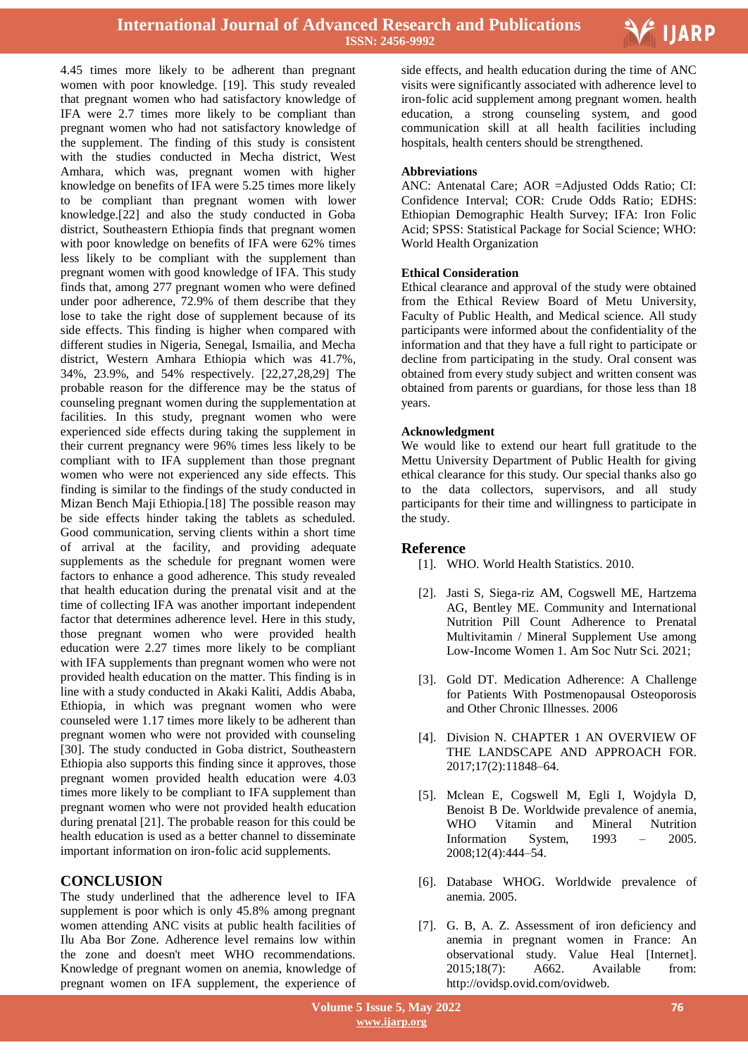4.45 times more likely to be adherent than pregnant women with poor knowledge. [19]. This study revealed that pregnant women who had satisfactory knowledge of IFA were 2.7 times more likely to be compliant than pregnant women who had not satisfactory knowledge of the supplement. The finding of this study is consistent with the studies conducted in Mecha district, West Amhara, which was, pregnant women with higher knowledge on benefits of IFA were 5.25 times more likely to be compliant than pregnant women with lower knowledge.[22] and also the study conducted in Goba district, Southeastern Ethiopia finds that pregnant women with poor knowledge on benefits of IFA were 62% times less likely to be compliant with the supplement than pregnant women with good knowledge of IFA. This study finds that, among 277 pregnant women who were defined under poor adherence, 72.9% of them describe that they lose to take the right dose of supplement because of its side effects. This finding is higher when compared with different studies in Nigeria, Senegal, Ismailia, and Mecha district, Western Amhara Ethiopia which was 41.7%, 34%, 23.9%, and 54% respectively. [22,27,28,29] The probable reason for the difference may be the status of counseling pregnant women during the supplementation at facilities. In this study, pregnant women who were experienced side effects during taking the supplement in their current pregnancy were 96% times less likely to be compliant with to IFA supplement than those pregnant women who were not experienced any side effects. This finding is similar to the findings of the study conducted in Mizan Bench Maji Ethiopia.[18] The possible reason may be side effects hinder taking the tablets as scheduled. Good communication, serving clients within a short time of arrival at the facility, and providing adequate supplements as the schedule for pregnant women were factors to enhance a good adherence. This study revealed that health education during the prenatal visit and at the time of collecting IFA was another important independent factor that determines adherence level. Here in this study, those pregnant women who were provided health education were 2.27 times more likely to be compliant with IFA supplements than pregnant women who were not provided health education on the matter. This finding is in line with a study conducted in Akaki Kaliti, Addis Ababa, Ethiopia, in which was pregnant women who were counseled were 1.17 times more likely to be adherent than pregnant women who were not provided with counseling [30]. The study conducted in Goba district, Southeastern Ethiopia also supports this finding since it approves, those pregnant women provided health education were 4.03 times more likely to be compliant to IFA supplement than pregnant women who were not provided health education during prenatal [21]. The probable reason for this could be health education is used as a better channel to disseminate important information on iron-folic acid supplements.

## CONCLUSION

The study underlined that the adherence level to IFA supplement is poor which is only 45.8% among pregnant women attending ANC visits at public health facilities of Ilu Aba Bor Zone. Adherence level remains low within the zone and doesn't meet WHO recommendations. Knowledge of pregnant women on anemia, knowledge of pregnant women on IFA supplement, the experience of side effects, and health education during the time of ANC visits were significantly associated with adherence level to iron-folic acid supplement among pregnant women. health education, a strong counseling system, and good communication skill at all health facilities including hospitals, health centers should be strengthened.

### Abbreviations

ANC: Antenatal Care; AOR =Adjusted Odds Ratio; CI: Confidence Interval; COR: Crude Odds Ratio; EDHS: Ethiopian Demographic Health Survey; IFA: Iron Folic Acid; SPSS: Statistical Package for Social Science; WHO: World Health Organization

### Ethical Consideration

Ethical clearance and approval of the study were obtained from the Ethical Review Board of Metu University, Faculty of Public Health, and Medical science. All study participants were informed about the confidentiality of the information and that they have a full right to participate or decline from participating in the study. Oral consent was obtained from every study subject and written consent was obtained from parents or guardians, for those less than 18 years.

### Acknowledgment

We would like to extend our heart full gratitude to the Mettu University Department of Public Health for giving ethical clearance for this study. Our special thanks also go to the data collectors, supervisors, and all study participants for their time and willingness to participate in the study.

## Reference

[1]. WHO. World Health Statistics. 2010.

[2]. Jasti S, Siega-riz AM, Cogswell ME, Hartzema AG, Bentley ME. Community and International Nutrition Pill Count Adherence to Prenatal Multivitamin / Mineral Supplement Use among Low-Income Women 1. Am Soc Nutr Sci. 2021;

[3]. Gold DT. Medication Adherence: A Challenge for Patients With Postmenopausal Osteoporosis and Other Chronic Illnesses. 2006

[4]. Division N. CHAPTER 1 AN OVERVIEW OF THE LANDSCAPE AND APPROACH FOR. 2017;17(2):11848–64.

[5]. Mclean E, Cogswell M, Egli I, Wojdyla D, Benoist B De. Worldwide prevalence of anemia, WHO Vitamin and Mineral Nutrition Information System, 1993 – 2005. 2008;12(4):444–54.

[6]. Database WHOG. Worldwide prevalence of anemia. 2005.

[7]. G. B, A. Z. Assessment of iron deficiency and anemia in pregnant women in France: An observational study. Value Heal [Internet]. 2015;18(7): A662. Available from: http://ovidsp.ovid.com/ovidweb.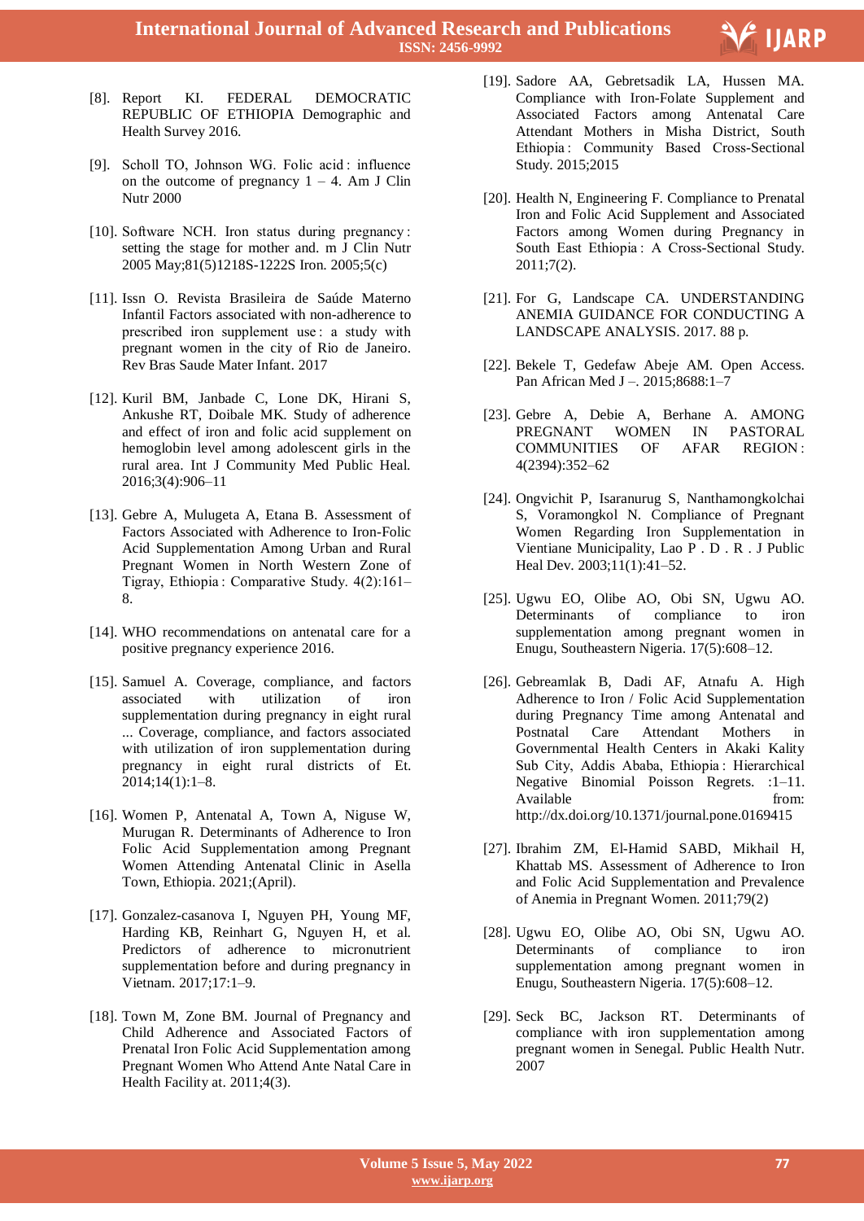[8]. Report KI. FEDERAL DEMOCRATIC REPUBLIC OF ETHIOPIA Demographic and Health Survey 2016.

[9]. Scholl TO, Johnson WG. Folic acid : influence on the outcome of pregnancy 1 – 4. Am J Clin Nutr 2000

[10]. Software NCH. Iron status during pregnancy : setting the stage for mother and. m J Clin Nutr 2005 May;81(5)1218S-1222S Iron. 2005;5(c)

[11]. Issn O. Revista Brasileira de Saúde Materno Infantil Factors associated with non-adherence to prescribed iron supplement use : a study with pregnant women in the city of Rio de Janeiro. Rev Bras Saude Mater Infant. 2017

[12]. Kuril BM, Janbade C, Lone DK, Hirani S, Ankushe RT, Doibale MK. Study of adherence and effect of iron and folic acid supplement on hemoglobin level among adolescent girls in the rural area. Int J Community Med Public Heal. 2016;3(4):906–11

[13]. Gebre A, Mulugeta A, Etana B. Assessment of Factors Associated with Adherence to Iron-Folic Acid Supplementation Among Urban and Rural Pregnant Women in North Western Zone of Tigray, Ethiopia : Comparative Study. 4(2):161–8.

[14]. WHO recommendations on antenatal care for a positive pregnancy experience 2016.

[15]. Samuel A. Coverage, compliance, and factors associated with utilization of iron supplementation during pregnancy in eight rural ... Coverage, compliance, and factors associated with utilization of iron supplementation during pregnancy in eight rural districts of Et. 2014;14(1):1–8.

[16]. Women P, Antenatal A, Town A, Niguse W, Murugan R. Determinants of Adherence to Iron Folic Acid Supplementation among Pregnant Women Attending Antenatal Clinic in Asella Town, Ethiopia. 2021;(April).

[17]. Gonzalez-casanova I, Nguyen PH, Young MF, Harding KB, Reinhart G, Nguyen H, et al. Predictors of adherence to micronutrient supplementation before and during pregnancy in Vietnam. 2017;17:1–9.

[18]. Town M, Zone BM. Journal of Pregnancy and Child Adherence and Associated Factors of Prenatal Iron Folic Acid Supplementation among Pregnant Women Who Attend Ante Natal Care in Health Facility at. 2011;4(3).

[19]. Sadore AA, Gebretsadik LA, Hussen MA. Compliance with Iron-Folate Supplement and Associated Factors among Antenatal Care Attendant Mothers in Misha District, South Ethiopia : Community Based Cross-Sectional Study. 2015;2015

[20]. Health N, Engineering F. Compliance to Prenatal Iron and Folic Acid Supplement and Associated Factors among Women during Pregnancy in South East Ethiopia : A Cross-Sectional Study. 2011;7(2).

[21]. For G, Landscape CA. UNDERSTANDING ANEMIA GUIDANCE FOR CONDUCTING A LANDSCAPE ANALYSIS. 2017. 88 p.

[22]. Bekele T, Gedefaw Abeje AM. Open Access. Pan African Med J –. 2015;8688:1–7

[23]. Gebre A, Debie A, Berhane A. AMONG PREGNANT WOMEN IN PASTORAL COMMUNITIES OF AFAR REGION : 4(2394):352–62

[24]. Ongvichit P, Isaranurug S, Nanthamongkolchai S, Voramongkol N. Compliance of Pregnant Women Regarding Iron Supplementation in Vientiane Municipality, Lao P . D . R . J Public Heal Dev. 2003;11(1):41–52.

[25]. Ugwu EO, Olibe AO, Obi SN, Ugwu AO. Determinants of compliance to iron supplementation among pregnant women in Enugu, Southeastern Nigeria. 17(5):608–12.

[26]. Gebreamlak B, Dadi AF, Atnafu A. High Adherence to Iron / Folic Acid Supplementation during Pregnancy Time among Antenatal and Postnatal Care Attendant Mothers in Governmental Health Centers in Akaki Kality Sub City, Addis Ababa, Ethiopia : Hierarchical Negative Binomial Poisson Regrets. :1–11. Available from: http://dx.doi.org/10.1371/journal.pone.0169415

[27]. Ibrahim ZM, El-Hamid SABD, Mikhail H, Khattab MS. Assessment of Adherence to Iron and Folic Acid Supplementation and Prevalence of Anemia in Pregnant Women. 2011;79(2)

[28]. Ugwu EO, Olibe AO, Obi SN, Ugwu AO. Determinants of compliance to iron supplementation among pregnant women in Enugu, Southeastern Nigeria. 17(5):608–12.

[29]. Seck BC, Jackson RT. Determinants of compliance with iron supplementation among pregnant women in Senegal. Public Health Nutr. 2007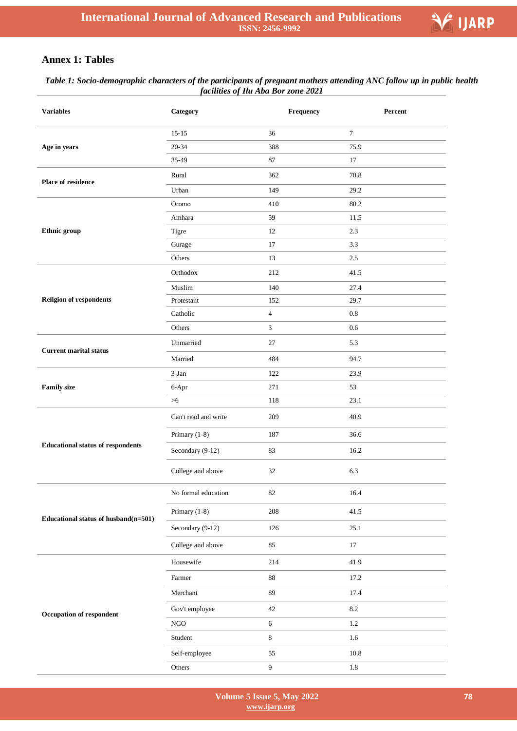## Annex 1: Tables

***Table 1:** Socio-demographic characters of the participants of pregnant mothers attending ANC follow up in public health facilities of Ilu Aba Bor zone 2021*

| Variables | Category | Frequency | Percent |
|---|---|---|---|
| **Age in years** | 15-15 | 36 | 7 |
| | 20-34 | 388 | 75.9 |
| | 35-49 | 87 | 17 |
| **Place of residence** | Rural | 362 | 70.8 |
| | Urban | 149 | 29.2 |
| **Ethnic group** | Oromo | 410 | 80.2 |
| | Amhara | 59 | 11.5 |
| | Tigre | 12 | 2.3 |
| | Gurage | 17 | 3.3 |
| | Others | 13 | 2.5 |
| **Religion of respondents** | Orthodox | 212 | 41.5 |
| | Muslim | 140 | 27.4 |
| | Protestant | 152 | 29.7 |
| | Catholic | 4 | 0.8 |
| | Others | 3 | 0.6 |
| **Current marital status** | Unmarried | 27 | 5.3 |
| | Married | 484 | 94.7 |
| **Family size** | 3-Jan | 122 | 23.9 |
| | 6-Apr | 271 | 53 |
| | >6 | 118 | 23.1 |
| **Educational status of respondents** | Can't read and write | 209 | 40.9 |
| | Primary (1-8) | 187 | 36.6 |
| | Secondary (9-12) | 83 | 16.2 |
| | College and above | 32 | 6.3 |
| **Educational status of husband(n=501)** | No formal education | 82 | 16.4 |
| | Primary (1-8) | 208 | 41.5 |
| | Secondary (9-12) | 126 | 25.1 |
| | College and above | 85 | 17 |
| **Occupation of respondent** | Housewife | 214 | 41.9 |
| | Farmer | 88 | 17.2 |
| | Merchant | 89 | 17.4 |
| | Gov't employee | 42 | 8.2 |
| | NGO | 6 | 1.2 |
| | Student | 8 | 1.6 |
| | Self-employee | 55 | 10.8 |
| | Others | 9 | 1.8 |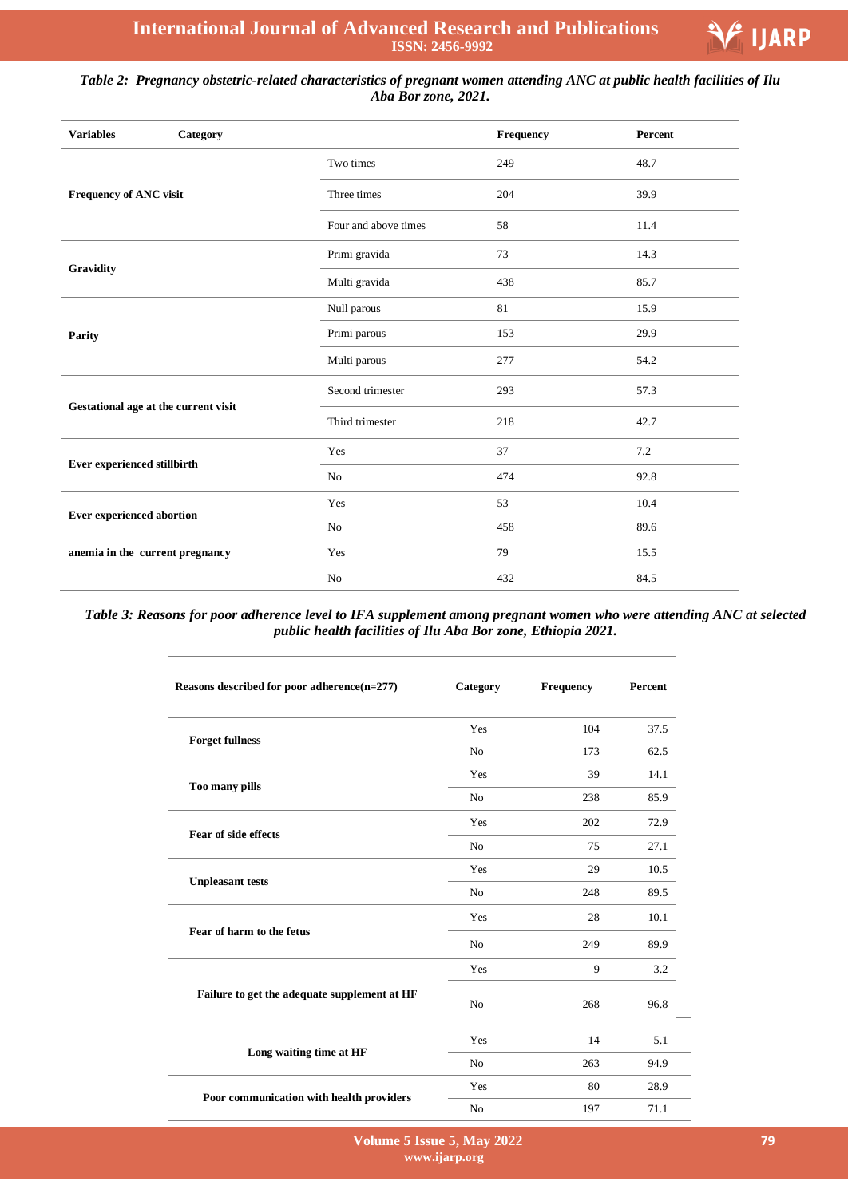*Table 2: Pregnancy obstetric-related characteristics of pregnant women attending ANC at public health facilities of Ilu Aba Bor zone, 2021.*

| Variables | Category | Frequency | Percent |
|---|---|---|---|
| **Frequency of ANC visit** | Two times | 249 | 48.7 |
| | Three times | 204 | 39.9 |
| | Four and above times | 58 | 11.4 |
| **Gravidity** | Primi gravida | 73 | 14.3 |
| | Multi gravida | 438 | 85.7 |
| **Parity** | Null parous | 81 | 15.9 |
| | Primi parous | 153 | 29.9 |
| | Multi parous | 277 | 54.2 |
| **Gestational age at the current visit** | Second trimester | 293 | 57.3 |
| | Third trimester | 218 | 42.7 |
| **Ever experienced stillbirth** | Yes | 37 | 7.2 |
| | No | 474 | 92.8 |
| **Ever experienced abortion** | Yes | 53 | 10.4 |
| | No | 458 | 89.6 |
| **anemia in the current pregnancy** | Yes | 79 | 15.5 |
| | No | 432 | 84.5 |

*Table 3: Reasons for poor adherence level to IFA supplement among pregnant women who were attending ANC at selected public health facilities of Ilu Aba Bor zone, Ethiopia 2021.*

| Reasons described for poor adherence(n=277) | Category | Frequency | Percent |
|---|---|---|---|
| **Forget fullness** | Yes | 104 | 37.5 |
| | No | 173 | 62.5 |
| **Too many pills** | Yes | 39 | 14.1 |
| | No | 238 | 85.9 |
| **Fear of side effects** | Yes | 202 | 72.9 |
| | No | 75 | 27.1 |
| **Unpleasant tests** | Yes | 29 | 10.5 |
| | No | 248 | 89.5 |
| **Fear of harm to the fetus** | Yes | 28 | 10.1 |
| | No | 249 | 89.9 |
| **Failure to get the adequate supplement at HF** | Yes | 9 | 3.2 |
| | No | 268 | 96.8 |
| **Long waiting time at HF** | Yes | 14 | 5.1 |
| | No | 263 | 94.9 |
| **Poor communication with health providers** | Yes | 80 | 28.9 |
| | No | 197 | 71.1 |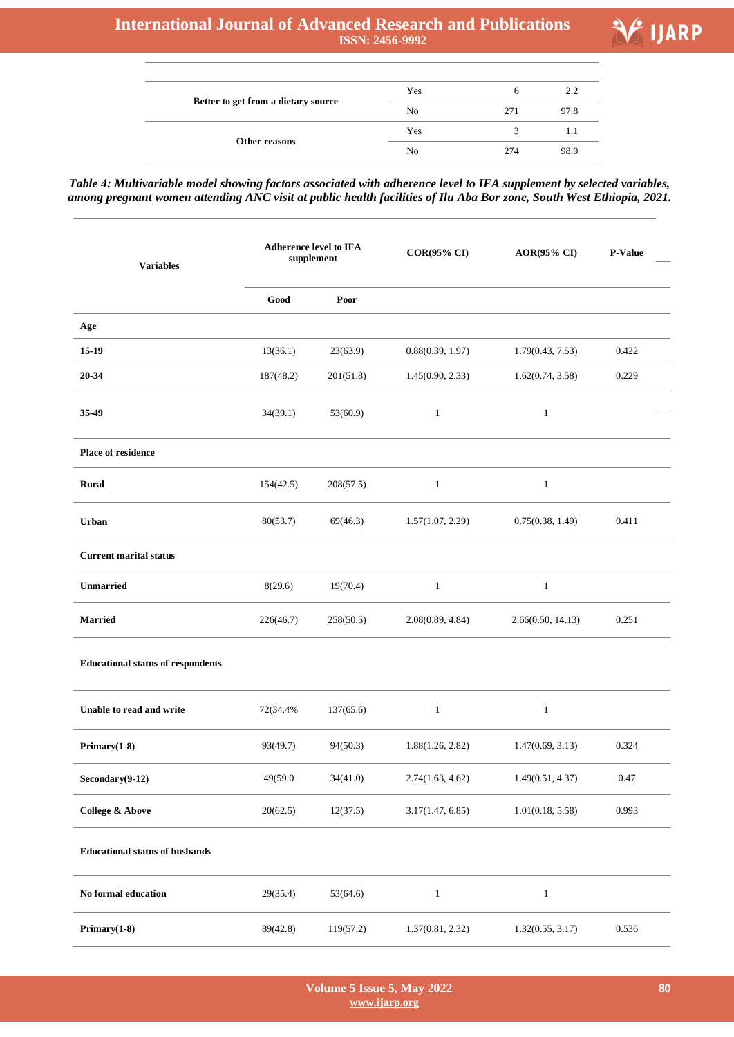| | | | |
|---|---|---|---|
| Better to get from a dietary source | Yes | 6 | 2.2 |
| | No | 271 | 97.8 |
| Other reasons | Yes | 3 | 1.1 |
| | No | 274 | 98.9 |

***Table 4: Multivariable model showing factors associated with adherence level to IFA supplement by selected variables, among pregnant women attending ANC visit at public health facilities of Ilu Aba Bor zone, South West Ethiopia, 2021.***

| Variables | Adherence level to IFA supplement | | COR(95% CI) | AOR(95% CI) | P-Value |
|---|---|---|---|---|---|
| | Good | Poor | | | |
| **Age** | | | | | |
| **15-19** | 13(36.1) | 23(63.9) | 0.88(0.39, 1.97) | 1.79(0.43, 7.53) | 0.422 |
| **20-34** | 187(48.2) | 201(51.8) | 1.45(0.90, 2.33) | 1.62(0.74, 3.58) | 0.229 |
| **35-49** | 34(39.1) | 53(60.9) | 1 | 1 | |
| **Place of residence** | | | | | |
| **Rural** | 154(42.5) | 208(57.5) | 1 | 1 | |
| **Urban** | 80(53.7) | 69(46.3) | 1.57(1.07, 2.29) | 0.75(0.38, 1.49) | 0.411 |
| **Current marital status** | | | | | |
| **Unmarried** | 8(29.6) | 19(70.4) | 1 | 1 | |
| **Married** | 226(46.7) | 258(50.5) | 2.08(0.89, 4.84) | 2.66(0.50, 14.13) | 0.251 |
| **Educational status of respondents** | | | | | |
| **Unable to read and write** | 72(34.4% | 137(65.6) | 1 | 1 | |
| **Primary(1-8)** | 93(49.7) | 94(50.3) | 1.88(1.26, 2.82) | 1.47(0.69, 3.13) | 0.324 |
| **Secondary(9-12)** | 49(59.0 | 34(41.0) | 2.74(1.63, 4.62) | 1.49(0.51, 4.37) | 0.47 |
| **College & Above** | 20(62.5) | 12(37.5) | 3.17(1.47, 6.85) | 1.01(0.18, 5.58) | 0.993 |
| **Educational status of husbands** | | | | | |
| **No formal education** | 29(35.4) | 53(64.6) | 1 | 1 | |
| **Primary(1-8)** | 89(42.8) | 119(57.2) | 1.37(0.81, 2.32) | 1.32(0.55, 3.17) | 0.536 |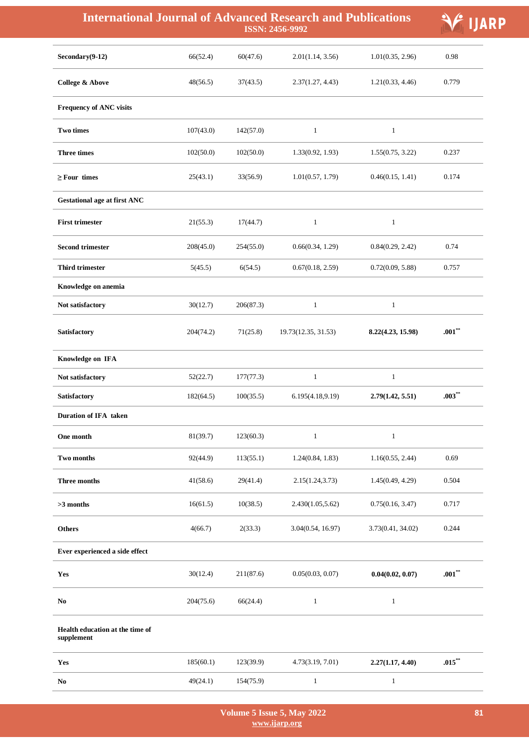| | | | | | |
|---|---|---|---|---|---|
| **Secondary(9-12)** | 66(52.4) | 60(47.6) | 2.01(1.14, 3.56) | 1.01(0.35, 2.96) | 0.98 |
| **College & Above** | 48(56.5) | 37(43.5) | 2.37(1.27, 4.43) | 1.21(0.33, 4.46) | 0.779 |
| **Frequency of ANC visits** | | | | | |
| **Two times** | 107(43.0) | 142(57.0) | 1 | 1 | |
| **Three times** | 102(50.0) | 102(50.0) | 1.33(0.92, 1.93) | 1.55(0.75, 3.22) | 0.237 |
| **≥ Four times** | 25(43.1) | 33(56.9) | 1.01(0.57, 1.79) | 0.46(0.15, 1.41) | 0.174 |
| **Gestational age at first ANC** | | | | | |
| **First trimester** | 21(55.3) | 17(44.7) | 1 | 1 | |
| **Second trimester** | 208(45.0) | 254(55.0) | 0.66(0.34, 1.29) | 0.84(0.29, 2.42) | 0.74 |
| **Third trimester** | 5(45.5) | 6(54.5) | 0.67(0.18, 2.59) | 0.72(0.09, 5.88) | 0.757 |
| **Knowledge on anemia** | | | | | |
| **Not satisfactory** | 30(12.7) | 206(87.3) | 1 | 1 | |
| **Satisfactory** | 204(74.2) | 71(25.8) | 19.73(12.35, 31.53) | **8.22(4.23, 15.98)** | **.001\*\*** |
| **Knowledge on IFA** | | | | | |
| **Not satisfactory** | 52(22.7) | 177(77.3) | 1 | 1 | |
| **Satisfactory** | 182(64.5) | 100(35.5) | 6.195(4.18,9.19) | **2.79(1.42, 5.51)** | **.003\*\*** |
| **Duration of IFA taken** | | | | | |
| **One month** | 81(39.7) | 123(60.3) | 1 | 1 | |
| **Two months** | 92(44.9) | 113(55.1) | 1.24(0.84, 1.83) | 1.16(0.55, 2.44) | 0.69 |
| **Three months** | 41(58.6) | 29(41.4) | 2.15(1.24,3.73) | 1.45(0.49, 4.29) | 0.504 |
| **>3 months** | 16(61.5) | 10(38.5) | 2.430(1.05,5.62) | 0.75(0.16, 3.47) | 0.717 |
| **Others** | 4(66.7) | 2(33.3) | 3.04(0.54, 16.97) | 3.73(0.41, 34.02) | 0.244 |
| **Ever experienced a side effect** | | | | | |
| **Yes** | 30(12.4) | 211(87.6) | 0.05(0.03, 0.07) | **0.04(0.02, 0.07)** | **.001\*\*** |
| **No** | 204(75.6) | 66(24.4) | 1 | 1 | |
| **Health education at the time of supplement** | | | | | |
| **Yes** | 185(60.1) | 123(39.9) | 4.73(3.19, 7.01) | **2.27(1.17, 4.40)** | **.015\*\*** |
| **No** | 49(24.1) | 154(75.9) | 1 | 1 | |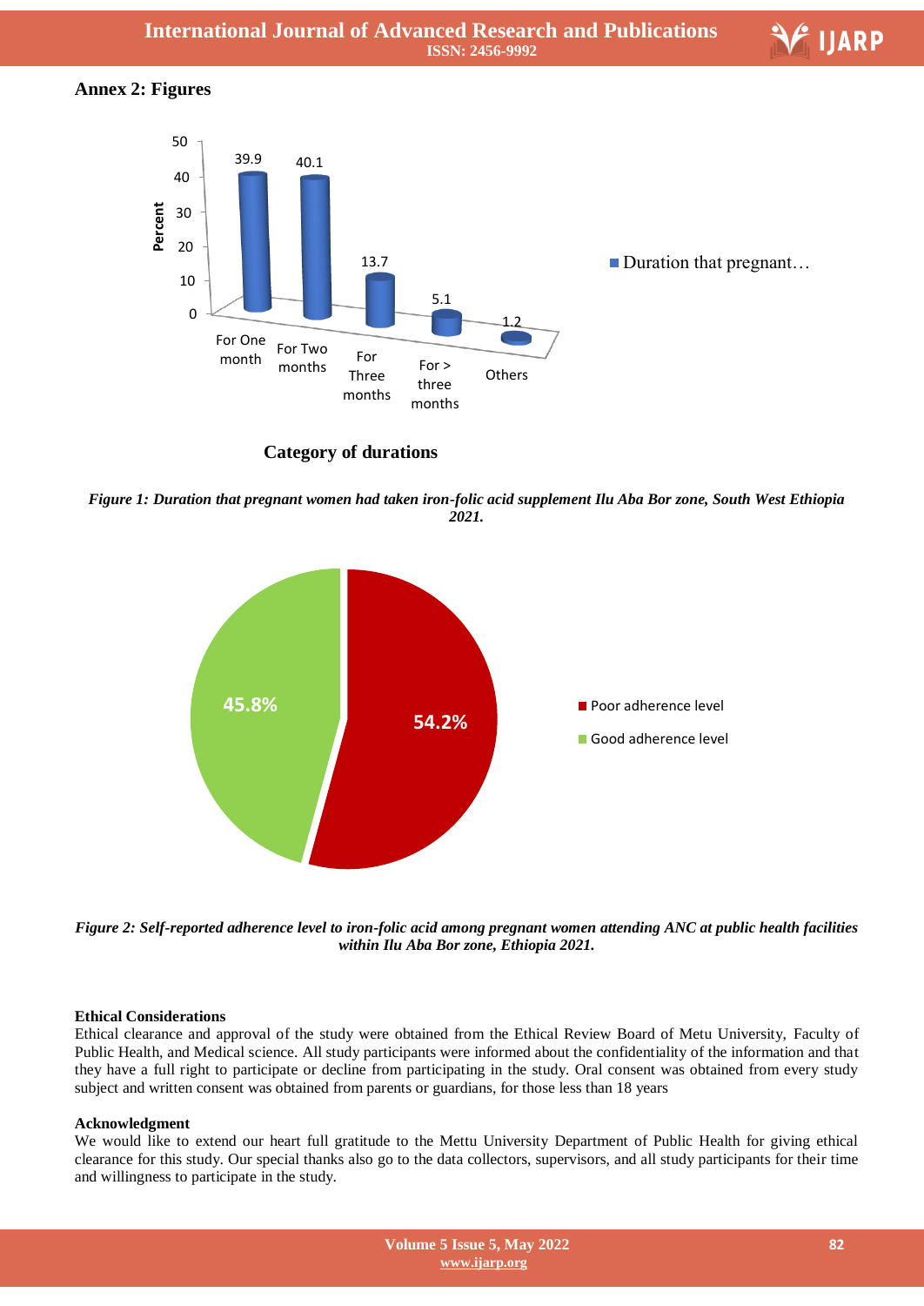## Annex 2: Figures

*Figure 1: Duration that pregnant women had taken iron-folic acid supplement Ilu Aba Bor zone, South West Ethiopia 2021.*

*Figure 2: Self-reported adherence level to iron-folic acid among pregnant women attending ANC at public health facilities within Ilu Aba Bor zone, Ethiopia 2021.*

### Ethical Considerations

Ethical clearance and approval of the study were obtained from the Ethical Review Board of Metu University, Faculty of Public Health, and Medical science. All study participants were informed about the confidentiality of the information and that they have a full right to participate or decline from participating in the study. Oral consent was obtained from every study subject and written consent was obtained from parents or guardians, for those less than 18 years

### Acknowledgment

We would like to extend our heart full gratitude to the Mettu University Department of Public Health for giving ethical clearance for this study. Our special thanks also go to the data collectors, supervisors, and all study participants for their time and willingness to participate in the study.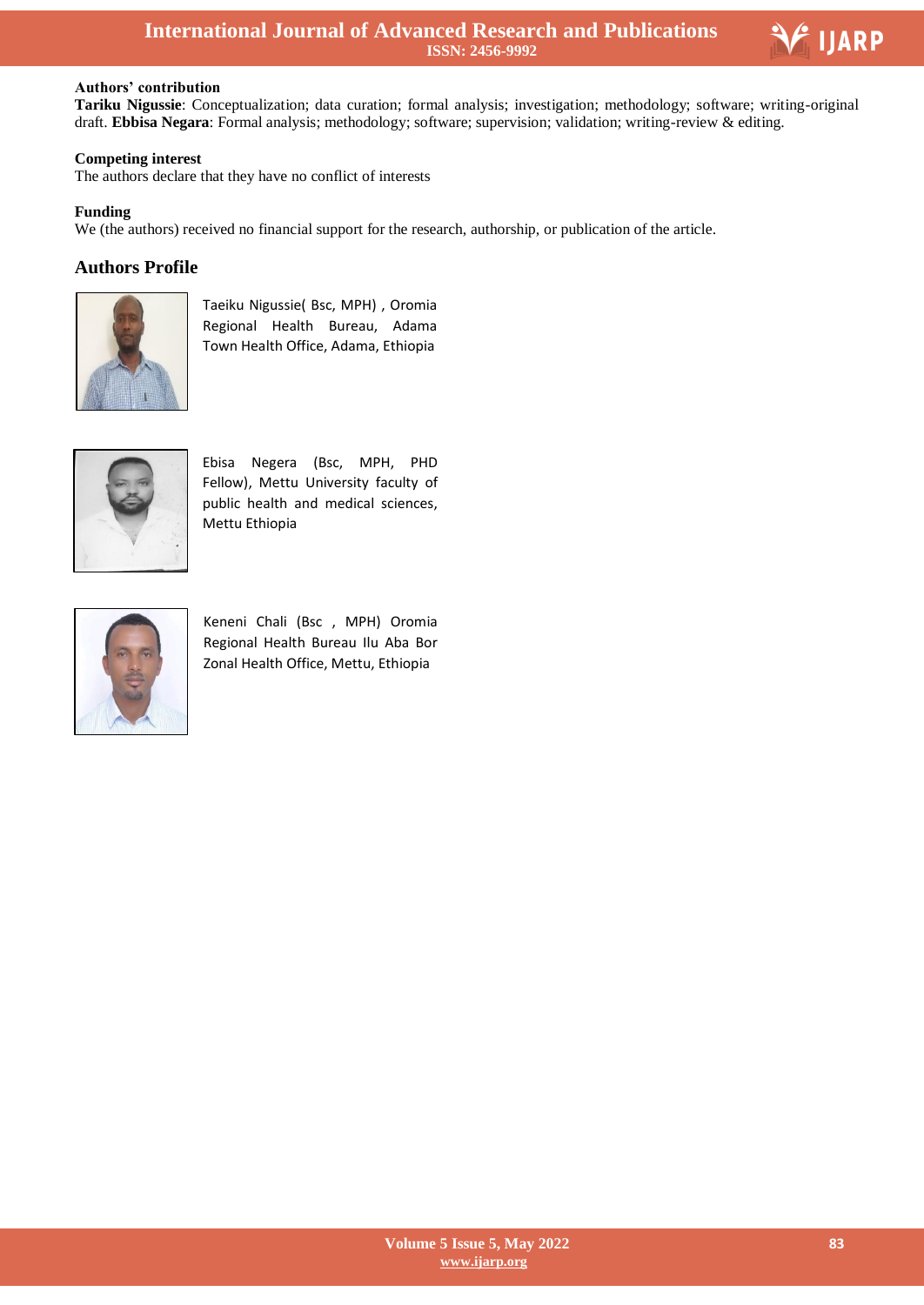**Authors' contribution**

**Tariku Nigussie**: Conceptualization; data curation; formal analysis; investigation; methodology; software; writing-original draft. **Ebbisa Negara**: Formal analysis; methodology; software; supervision; validation; writing-review & editing.

**Competing interest**

The authors declare that they have no conflict of interests

**Funding**

We (the authors) received no financial support for the research, authorship, or publication of the article.

## Authors Profile

Taeiku Nigussie( Bsc, MPH) , Oromia Regional Health Bureau, Adama Town Health Office, Adama, Ethiopia

Ebisa Negera (Bsc, MPH, PHD Fellow), Mettu University faculty of public health and medical sciences, Mettu Ethiopia

Keneni Chali (Bsc , MPH) Oromia Regional Health Bureau Ilu Aba Bor Zonal Health Office, Mettu, Ethiopia